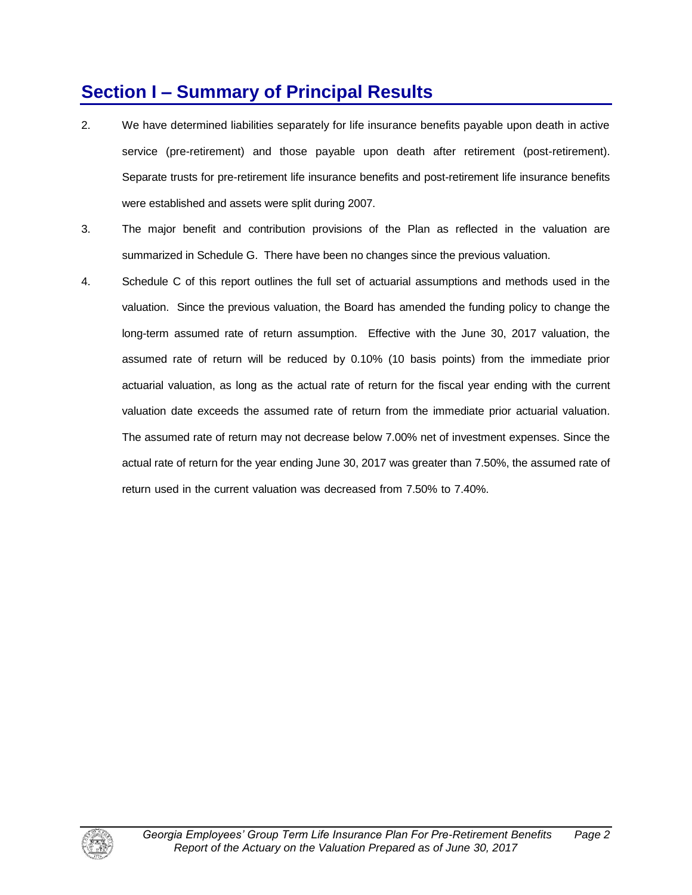## Section I – Summary of Principal Results

2. We have determined liabilities separately for life insurance benefits payable upon death in active service (pre-retirement) and those payable upon death after retirement (post-retirement). Separate trusts for pre-retirement life insurance benefits and post-retirement life insurance benefits were established and assets were split during 2007.

3. The major benefit and contribution provisions of the Plan as reflected in the valuation are summarized in Schedule G. There have been no changes since the previous valuation.

4. Schedule C of this report outlines the full set of actuarial assumptions and methods used in the valuation. Since the previous valuation, the Board has amended the funding policy to change the long-term assumed rate of return assumption. Effective with the June 30, 2017 valuation, the assumed rate of return will be reduced by 0.10% (10 basis points) from the immediate prior actuarial valuation, as long as the actual rate of return for the fiscal year ending with the current valuation date exceeds the assumed rate of return from the immediate prior actuarial valuation. The assumed rate of return may not decrease below 7.00% net of investment expenses. Since the actual rate of return for the year ending June 30, 2017 was greater than 7.50%, the assumed rate of return used in the current valuation was decreased from 7.50% to 7.40%.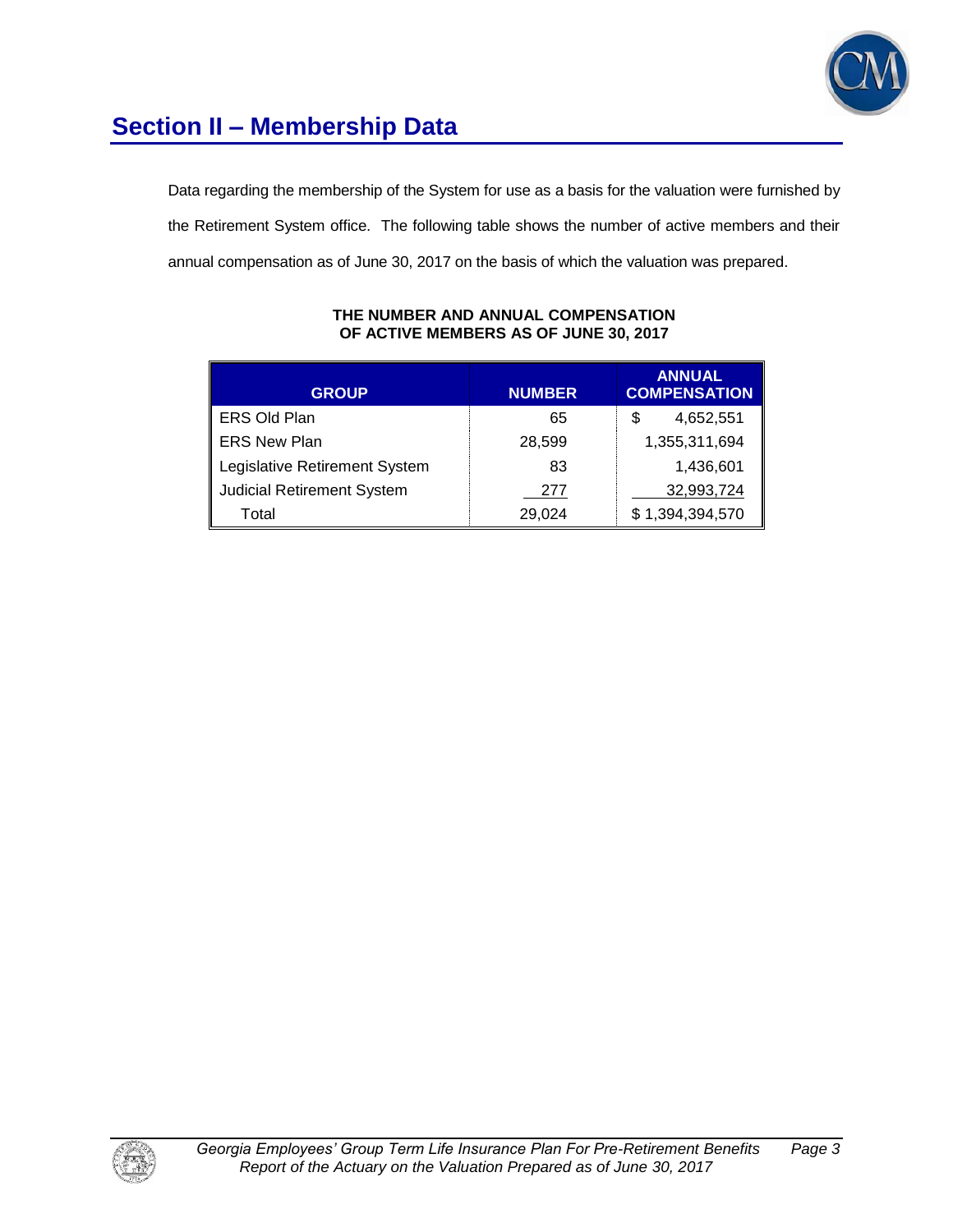## Section II – Membership Data

Data regarding the membership of the System for use as a basis for the valuation were furnished by the Retirement System office. The following table shows the number of active members and their annual compensation as of June 30, 2017 on the basis of which the valuation was prepared.

**THE NUMBER AND ANNUAL COMPENSATION OF ACTIVE MEMBERS AS OF JUNE 30, 2017**

| GROUP | NUMBER | ANNUAL COMPENSATION |
|---|---|---|
| ERS Old Plan | 65 | $ 4,652,551 |
| ERS New Plan | 28,599 | 1,355,311,694 |
| Legislative Retirement System | 83 | 1,436,601 |
| Judicial Retirement System | 277 | 32,993,724 |
| Total | 29,024 | $ 1,394,394,570 |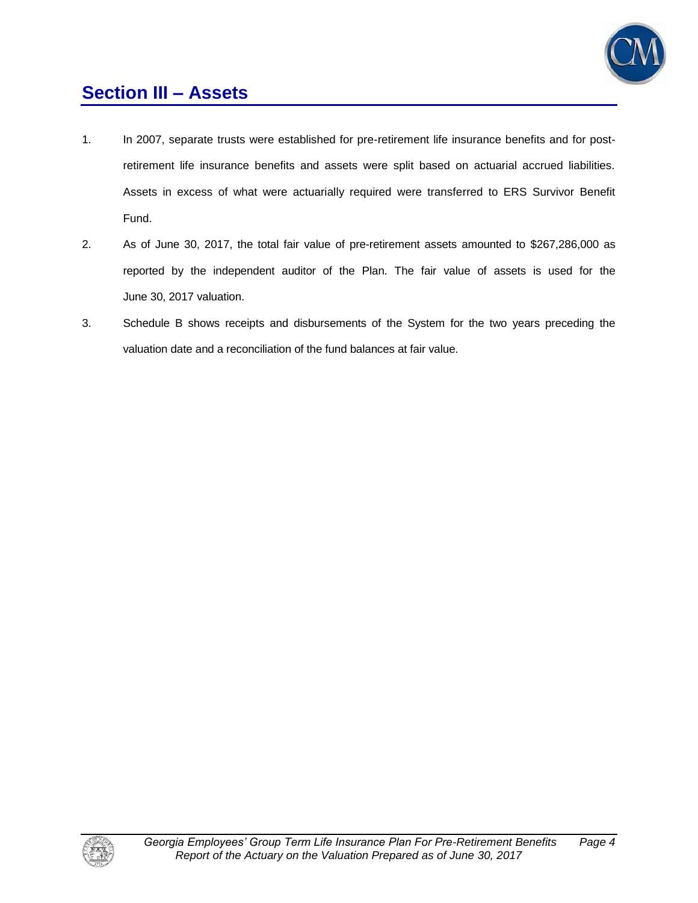# Section III – Assets

1. In 2007, separate trusts were established for pre-retirement life insurance benefits and for post-retirement life insurance benefits and assets were split based on actuarial accrued liabilities. Assets in excess of what were actuarially required were transferred to ERS Survivor Benefit Fund.

2. As of June 30, 2017, the total fair value of pre-retirement assets amounted to $267,286,000 as reported by the independent auditor of the Plan. The fair value of assets is used for the June 30, 2017 valuation.

3. Schedule B shows receipts and disbursements of the System for the two years preceding the valuation date and a reconciliation of the fund balances at fair value.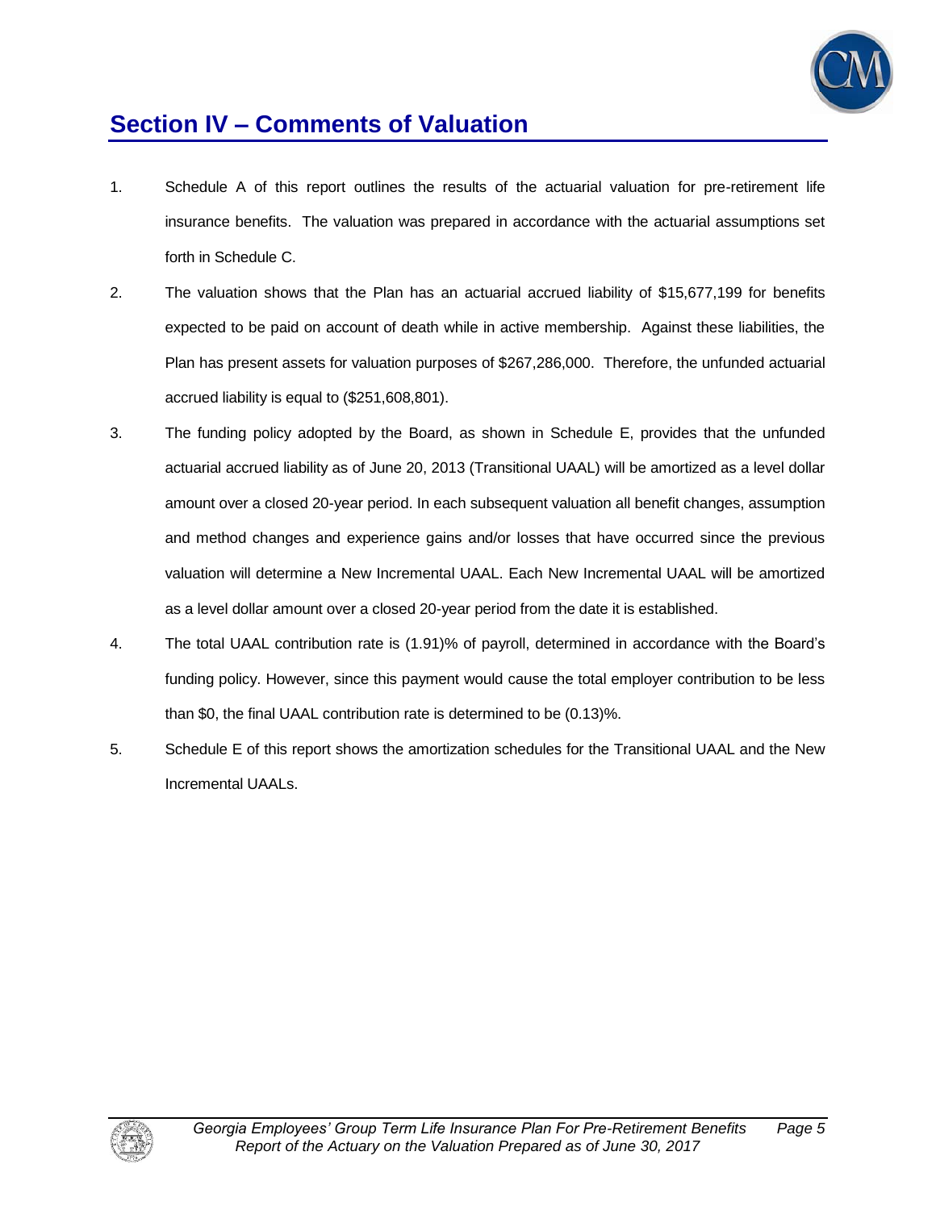## Section IV – Comments of Valuation

1. Schedule A of this report outlines the results of the actuarial valuation for pre-retirement life insurance benefits. The valuation was prepared in accordance with the actuarial assumptions set forth in Schedule C.

2. The valuation shows that the Plan has an actuarial accrued liability of $15,677,199 for benefits expected to be paid on account of death while in active membership. Against these liabilities, the Plan has present assets for valuation purposes of $267,286,000. Therefore, the unfunded actuarial accrued liability is equal to ($251,608,801).

3. The funding policy adopted by the Board, as shown in Schedule E, provides that the unfunded actuarial accrued liability as of June 20, 2013 (Transitional UAAL) will be amortized as a level dollar amount over a closed 20-year period. In each subsequent valuation all benefit changes, assumption and method changes and experience gains and/or losses that have occurred since the previous valuation will determine a New Incremental UAAL. Each New Incremental UAAL will be amortized as a level dollar amount over a closed 20-year period from the date it is established.

4. The total UAAL contribution rate is (1.91)% of payroll, determined in accordance with the Board's funding policy. However, since this payment would cause the total employer contribution to be less than $0, the final UAAL contribution rate is determined to be (0.13)%.

5. Schedule E of this report shows the amortization schedules for the Transitional UAAL and the New Incremental UAALs.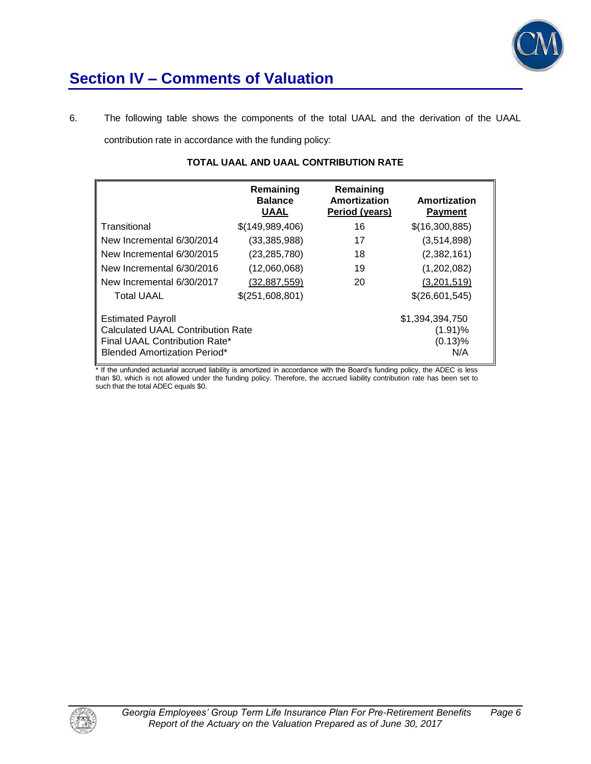## Section IV – Comments of Valuation

6. The following table shows the components of the total UAAL and the derivation of the UAAL contribution rate in accordance with the funding policy:

**TOTAL UAAL AND UAAL CONTRIBUTION RATE**

| | Remaining Balance UAAL | Remaining Amortization Period (years) | Amortization Payment |
|---|---|---|---|
| Transitional | $(149,989,406) | 16 | $(16,300,885) |
| New Incremental 6/30/2014 | (33,385,988) | 17 | (3,514,898) |
| New Incremental 6/30/2015 | (23,285,780) | 18 | (2,382,161) |
| New Incremental 6/30/2016 | (12,060,068) | 19 | (1,202,082) |
| New Incremental 6/30/2017 | (32,887,559) | 20 | (3,201,519) |
| Total UAAL | $(251,608,801) | | $(26,601,545) |
| Estimated Payroll | | | $1,394,394,750 |
| Calculated UAAL Contribution Rate | | | (1.91)% |
| Final UAAL Contribution Rate* | | | (0.13)% |
| Blended Amortization Period* | | | N/A |

* If the unfunded actuarial accrued liability is amortized in accordance with the Board's funding policy, the ADEC is less than $0, which is not allowed under the funding policy. Therefore, the accrued liability contribution rate has been set to such that the total ADEC equals $0.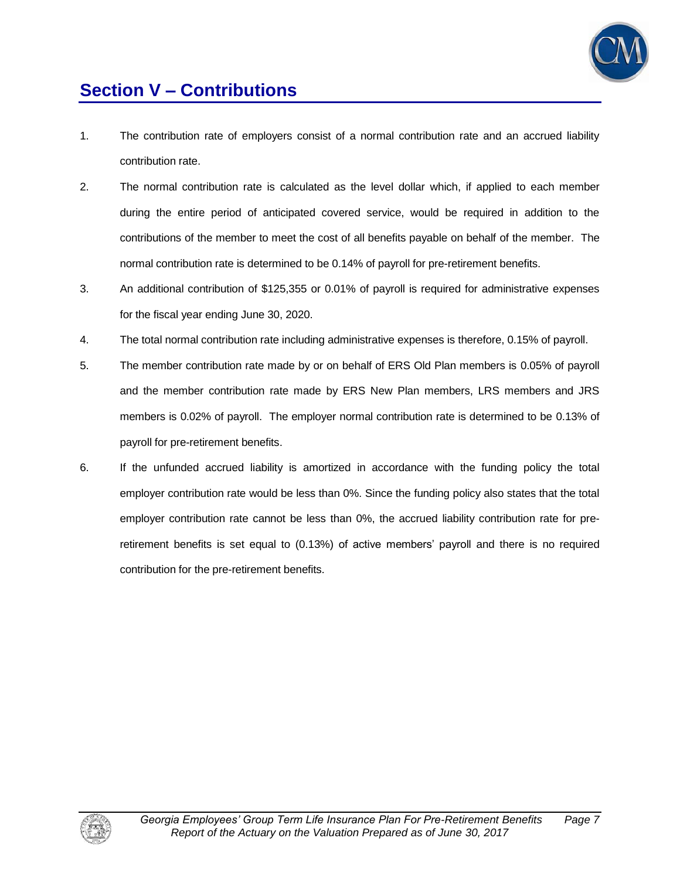# Section V – Contributions

1. The contribution rate of employers consist of a normal contribution rate and an accrued liability contribution rate.
2. The normal contribution rate is calculated as the level dollar which, if applied to each member during the entire period of anticipated covered service, would be required in addition to the contributions of the member to meet the cost of all benefits payable on behalf of the member. The normal contribution rate is determined to be 0.14% of payroll for pre-retirement benefits.
3. An additional contribution of $125,355 or 0.01% of payroll is required for administrative expenses for the fiscal year ending June 30, 2020.
4. The total normal contribution rate including administrative expenses is therefore, 0.15% of payroll.
5. The member contribution rate made by or on behalf of ERS Old Plan members is 0.05% of payroll and the member contribution rate made by ERS New Plan members, LRS members and JRS members is 0.02% of payroll. The employer normal contribution rate is determined to be 0.13% of payroll for pre-retirement benefits.
6. If the unfunded accrued liability is amortized in accordance with the funding policy the total employer contribution rate would be less than 0%. Since the funding policy also states that the total employer contribution rate cannot be less than 0%, the accrued liability contribution rate for pre-retirement benefits is set equal to (0.13%) of active members' payroll and there is no required contribution for the pre-retirement benefits.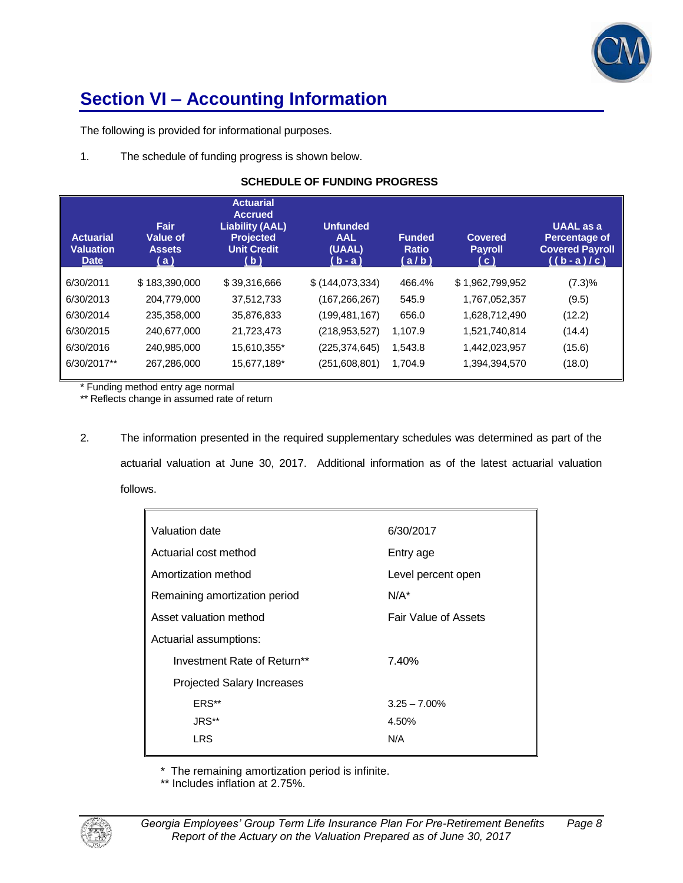# Section VI – Accounting Information

The following is provided for informational purposes.

1. The schedule of funding progress is shown below.

**SCHEDULE OF FUNDING PROGRESS**

| Actuarial Valuation Date | Fair Value of Assets (a) | Actuarial Accrued Liability (AAL) Projected Unit Credit (b) | Unfunded AAL (UAAL) (b - a) | Funded Ratio (a / b) | Covered Payroll (c) | UAAL as a Percentage of Covered Payroll ((b - a) / c) |
|---|---|---|---|---|---|---|
| 6/30/2011 | $ 183,390,000 | $ 39,316,666 | $ (144,073,334) | 466.4% | $ 1,962,799,952 | (7.3)% |
| 6/30/2013 | 204,779,000 | 37,512,733 | (167,266,267) | 545.9 | 1,767,052,357 | (9.5) |
| 6/30/2014 | 235,358,000 | 35,876,833 | (199,481,167) | 656.0 | 1,628,712,490 | (12.2) |
| 6/30/2015 | 240,677,000 | 21,723,473 | (218,953,527) | 1,107.9 | 1,521,740,814 | (14.4) |
| 6/30/2016 | 240,985,000 | 15,610,355* | (225,374,645) | 1,543.8 | 1,442,023,957 | (15.6) |
| 6/30/2017** | 267,286,000 | 15,677,189* | (251,608,801) | 1,704.9 | 1,394,394,570 | (18.0) |

\* Funding method entry age normal

** Reflects change in assumed rate of return

2. The information presented in the required supplementary schedules was determined as part of the actuarial valuation at June 30, 2017. Additional information as of the latest actuarial valuation follows.

| | |
|---|---|
| Valuation date | 6/30/2017 |
| Actuarial cost method | Entry age |
| Amortization method | Level percent open |
| Remaining amortization period | N/A* |
| Asset valuation method | Fair Value of Assets |
| Actuarial assumptions: | |
| Investment Rate of Return** | 7.40% |
| Projected Salary Increases | |
| ERS** | 3.25 – 7.00% |
| JRS** | 4.50% |
| LRS | N/A |

\* The remaining amortization period is infinite.

** Includes inflation at 2.75%.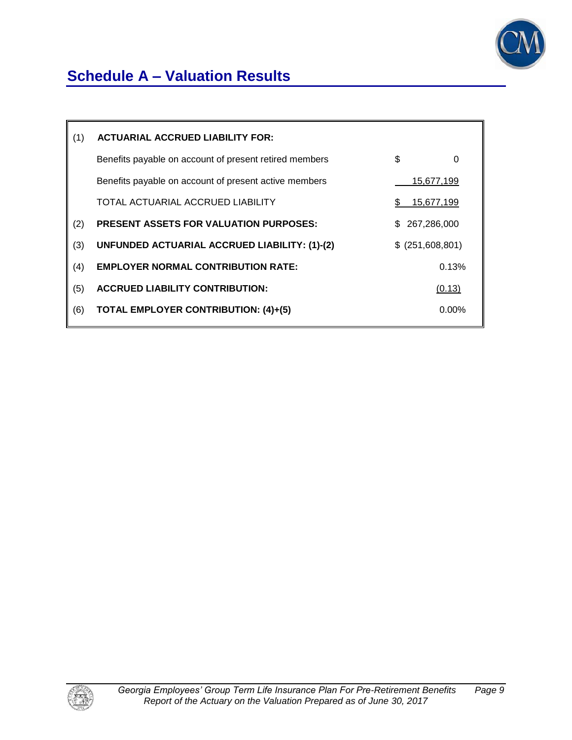# Schedule A – Valuation Results

| | | |
|---|---|---|
| (1) | **ACTUARIAL ACCRUED LIABILITY FOR:** | |
| | Benefits payable on account of present retired members | $ 0 |
| | Benefits payable on account of present active members | 15,677,199 |
| | TOTAL ACTUARIAL ACCRUED LIABILITY | $ 15,677,199 |
| (2) | **PRESENT ASSETS FOR VALUATION PURPOSES:** | $ 267,286,000 |
| (3) | **UNFUNDED ACTUARIAL ACCRUED LIABILITY: (1)-(2)** | $ (251,608,801) |
| (4) | **EMPLOYER NORMAL CONTRIBUTION RATE:** | 0.13% |
| (5) | **ACCRUED LIABILITY CONTRIBUTION:** | (0.13) |
| (6) | **TOTAL EMPLOYER CONTRIBUTION: (4)+(5)** | 0.00% |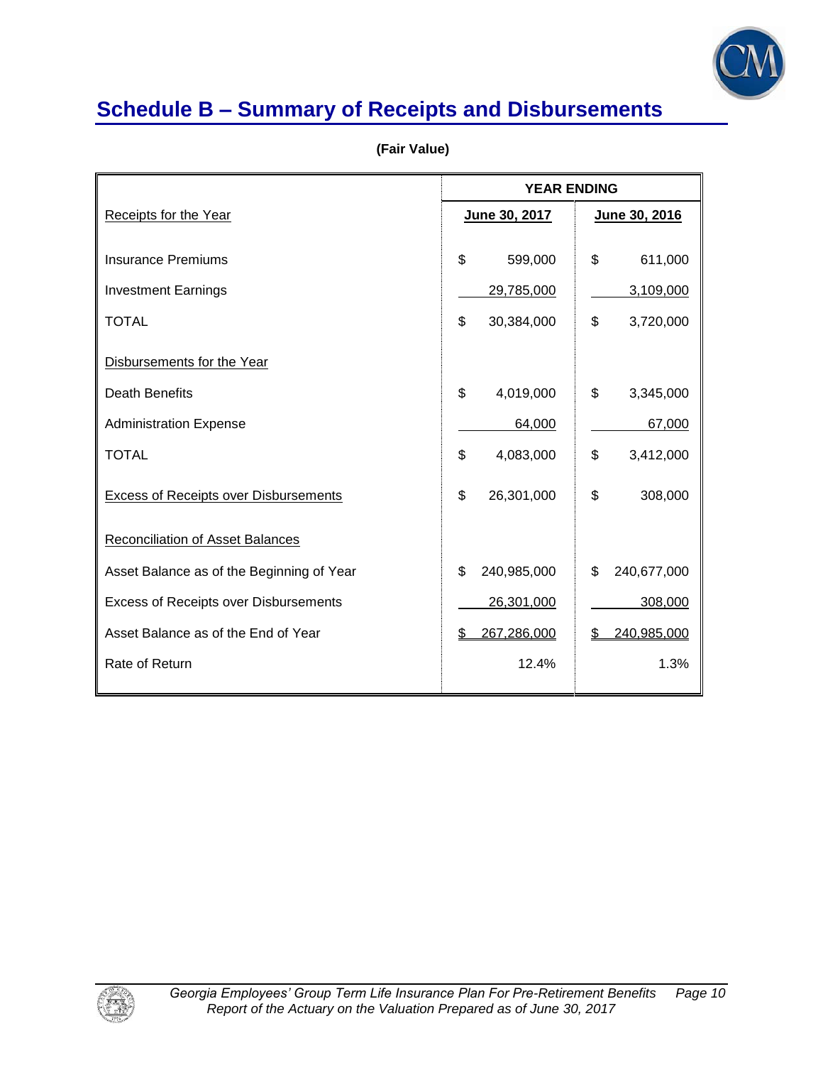# Schedule B – Summary of Receipts and Disbursements

**(Fair Value)**

| | YEAR ENDING | |
|---|---|---|
| Receipts for the Year | June 30, 2017 | June 30, 2016 |
| Insurance Premiums | $ 599,000 | $ 611,000 |
| Investment Earnings | 29,785,000 | 3,109,000 |
| TOTAL | $ 30,384,000 | $ 3,720,000 |
| Disbursements for the Year | | |
| Death Benefits | $ 4,019,000 | $ 3,345,000 |
| Administration Expense | 64,000 | 67,000 |
| TOTAL | $ 4,083,000 | $ 3,412,000 |
| Excess of Receipts over Disbursements | $ 26,301,000 | $ 308,000 |
| Reconciliation of Asset Balances | | |
| Asset Balance as of the Beginning of Year | $ 240,985,000 | $ 240,677,000 |
| Excess of Receipts over Disbursements | 26,301,000 | 308,000 |
| Asset Balance as of the End of Year | $ 267,286,000 | $ 240,985,000 |
| Rate of Return | 12.4% | 1.3% |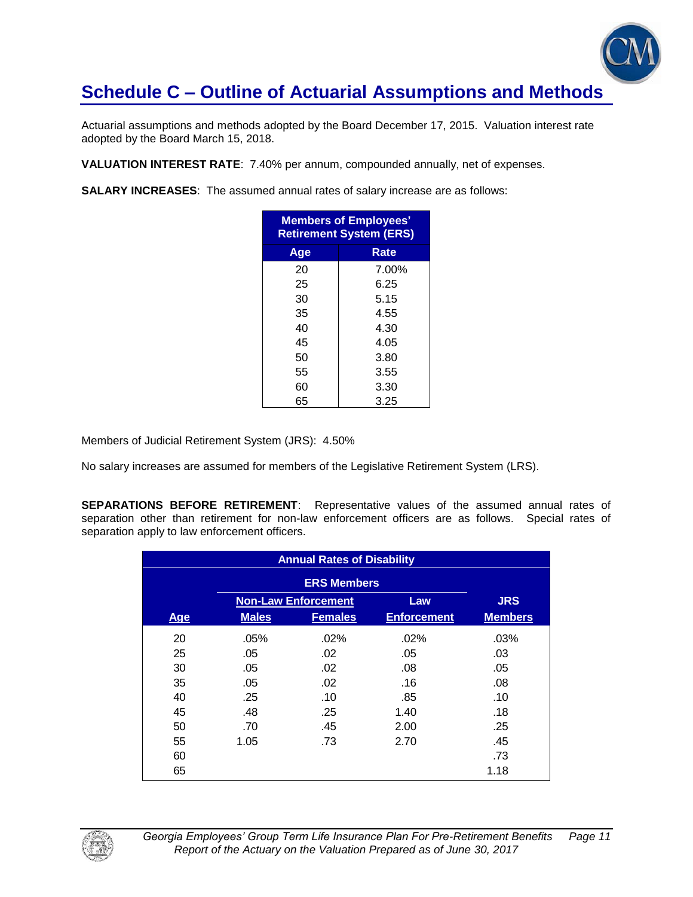# Schedule C – Outline of Actuarial Assumptions and Methods

Actuarial assumptions and methods adopted by the Board December 17, 2015. Valuation interest rate adopted by the Board March 15, 2018.

**VALUATION INTEREST RATE**: 7.40% per annum, compounded annually, net of expenses.

**SALARY INCREASES**: The assumed annual rates of salary increase are as follows:

| Members of Employees' Retirement System (ERS) | |
|---|---|
| **Age** | **Rate** |
| 20 | 7.00% |
| 25 | 6.25 |
| 30 | 5.15 |
| 35 | 4.55 |
| 40 | 4.30 |
| 45 | 4.05 |
| 50 | 3.80 |
| 55 | 3.55 |
| 60 | 3.30 |
| 65 | 3.25 |

Members of Judicial Retirement System (JRS): 4.50%

No salary increases are assumed for members of the Legislative Retirement System (LRS).

**SEPARATIONS BEFORE RETIREMENT**: Representative values of the assumed annual rates of separation other than retirement for non-law enforcement officers are as follows. Special rates of separation apply to law enforcement officers.

| Annual Rates of Disability | | | | |
|---|---|---|---|---|
| | ERS Members | | | |
| | Non-Law Enforcement | | Law | JRS |
| Age | Males | Females | Enforcement | Members |
| 20 | .05% | .02% | .02% | .03% |
| 25 | .05 | .02 | .05 | .03 |
| 30 | .05 | .02 | .08 | .05 |
| 35 | .05 | .02 | .16 | .08 |
| 40 | .25 | .10 | .85 | .10 |
| 45 | .48 | .25 | 1.40 | .18 |
| 50 | .70 | .45 | 2.00 | .25 |
| 55 | 1.05 | .73 | 2.70 | .45 |
| 60 | | | | .73 |
| 65 | | | | 1.18 |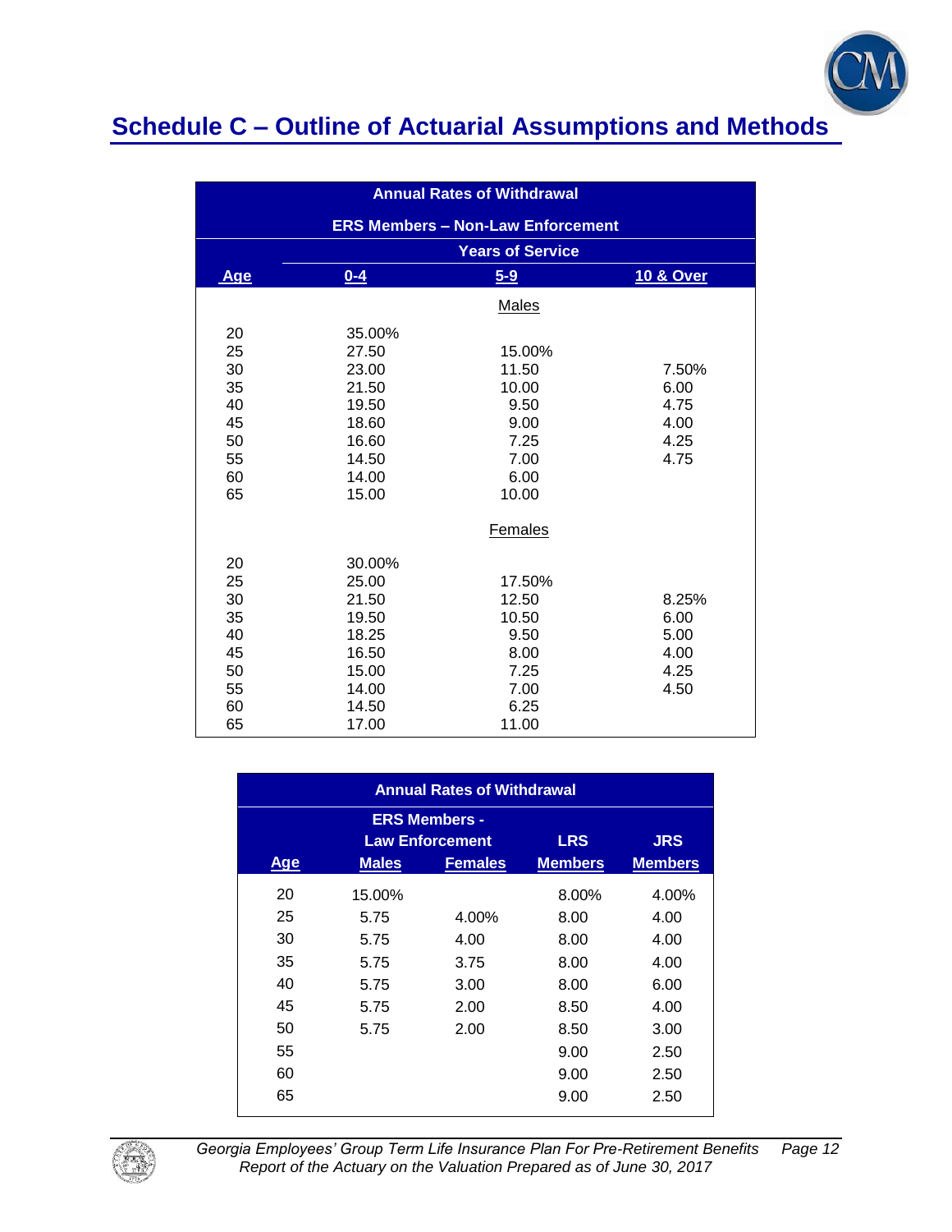# Schedule C – Outline of Actuarial Assumptions and Methods

| Annual Rates of Withdrawal | | | |
|---|---|---|---|
| **ERS Members – Non-Law Enforcement** | | | |
| | **Years of Service** | | |
| **Age** | **0-4** | **5-9** | **10 & Over** |
| | | Males | |
| 20 | 35.00% | | |
| 25 | 27.50 | 15.00% | |
| 30 | 23.00 | 11.50 | 7.50% |
| 35 | 21.50 | 10.00 | 6.00 |
| 40 | 19.50 | 9.50 | 4.75 |
| 45 | 18.60 | 9.00 | 4.00 |
| 50 | 16.60 | 7.25 | 4.25 |
| 55 | 14.50 | 7.00 | 4.75 |
| 60 | 14.00 | 6.00 | |
| 65 | 15.00 | 10.00 | |
| | | Females | |
| 20 | 30.00% | | |
| 25 | 25.00 | 17.50% | |
| 30 | 21.50 | 12.50 | 8.25% |
| 35 | 19.50 | 10.50 | 6.00 |
| 40 | 18.25 | 9.50 | 5.00 |
| 45 | 16.50 | 8.00 | 4.00 |
| 50 | 15.00 | 7.25 | 4.25 |
| 55 | 14.00 | 7.00 | 4.50 |
| 60 | 14.50 | 6.25 | |
| 65 | 17.00 | 11.00 | |

| Annual Rates of Withdrawal | | | | |
|---|---|---|---|---|
| | **ERS Members - Law Enforcement** | | **LRS** | **JRS** |
| **Age** | **Males** | **Females** | **Members** | **Members** |
| 20 | 15.00% | | 8.00% | 4.00% |
| 25 | 5.75 | 4.00% | 8.00 | 4.00 |
| 30 | 5.75 | 4.00 | 8.00 | 4.00 |
| 35 | 5.75 | 3.75 | 8.00 | 4.00 |
| 40 | 5.75 | 3.00 | 8.00 | 6.00 |
| 45 | 5.75 | 2.00 | 8.50 | 4.00 |
| 50 | 5.75 | 2.00 | 8.50 | 3.00 |
| 55 | | | 9.00 | 2.50 |
| 60 | | | 9.00 | 2.50 |
| 65 | | | 9.00 | 2.50 |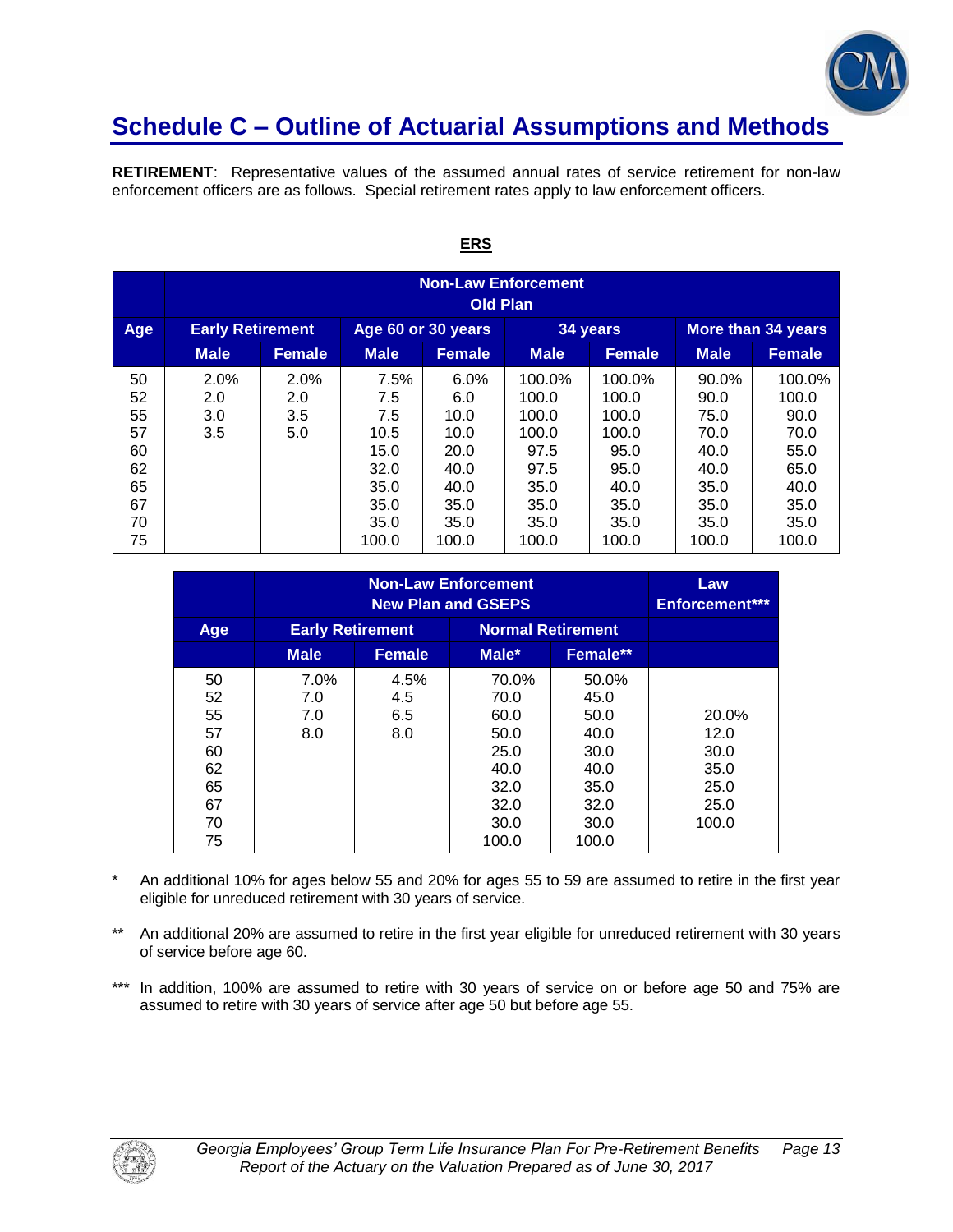# Schedule C – Outline of Actuarial Assumptions and Methods

**RETIREMENT**: Representative values of the assumed annual rates of service retirement for non-law enforcement officers are as follows. Special retirement rates apply to law enforcement officers.

**ERS**

| | Non-Law Enforcement Old Plan | | | | | | | |
|---|---|---|---|---|---|---|---|---|
| **Age** | **Early Retirement** | | **Age 60 or 30 years** | | **34 years** | | **More than 34 years** | |
| | **Male** | **Female** | **Male** | **Female** | **Male** | **Female** | **Male** | **Female** |
| 50 | 2.0% | 2.0% | 7.5% | 6.0% | 100.0% | 100.0% | 90.0% | 100.0% |
| 52 | 2.0 | 2.0 | 7.5 | 6.0 | 100.0 | 100.0 | 90.0 | 100.0 |
| 55 | 3.0 | 3.5 | 7.5 | 10.0 | 100.0 | 100.0 | 75.0 | 90.0 |
| 57 | 3.5 | 5.0 | 10.5 | 10.0 | 100.0 | 100.0 | 70.0 | 70.0 |
| 60 | | | 15.0 | 20.0 | 97.5 | 95.0 | 40.0 | 55.0 |
| 62 | | | 32.0 | 40.0 | 97.5 | 95.0 | 40.0 | 65.0 |
| 65 | | | 35.0 | 40.0 | 35.0 | 40.0 | 35.0 | 40.0 |
| 67 | | | 35.0 | 35.0 | 35.0 | 35.0 | 35.0 | 35.0 |
| 70 | | | 35.0 | 35.0 | 35.0 | 35.0 | 35.0 | 35.0 |
| 75 | | | 100.0 | 100.0 | 100.0 | 100.0 | 100.0 | 100.0 |

| | Non-Law Enforcement New Plan and GSEPS | | | | Law Enforcement*** |
|---|---|---|---|---|---|
| **Age** | **Early Retirement** | | **Normal Retirement** | | |
| | **Male** | **Female** | **Male*** | **Female**** | |
| 50 | 7.0% | 4.5% | 70.0% | 50.0% | |
| 52 | 7.0 | 4.5 | 70.0 | 45.0 | |
| 55 | 7.0 | 6.5 | 60.0 | 50.0 | 20.0% |
| 57 | 8.0 | 8.0 | 50.0 | 40.0 | 12.0 |
| 60 | | | 25.0 | 30.0 | 30.0 |
| 62 | | | 40.0 | 40.0 | 35.0 |
| 65 | | | 32.0 | 35.0 | 25.0 |
| 67 | | | 32.0 | 32.0 | 25.0 |
| 70 | | | 30.0 | 30.0 | 100.0 |
| 75 | | | 100.0 | 100.0 | |

\* An additional 10% for ages below 55 and 20% for ages 55 to 59 are assumed to retire in the first year eligible for unreduced retirement with 30 years of service.

\** An additional 20% are assumed to retire in the first year eligible for unreduced retirement with 30 years of service before age 60.

\*** In addition, 100% are assumed to retire with 30 years of service on or before age 50 and 75% are assumed to retire with 30 years of service after age 50 but before age 55.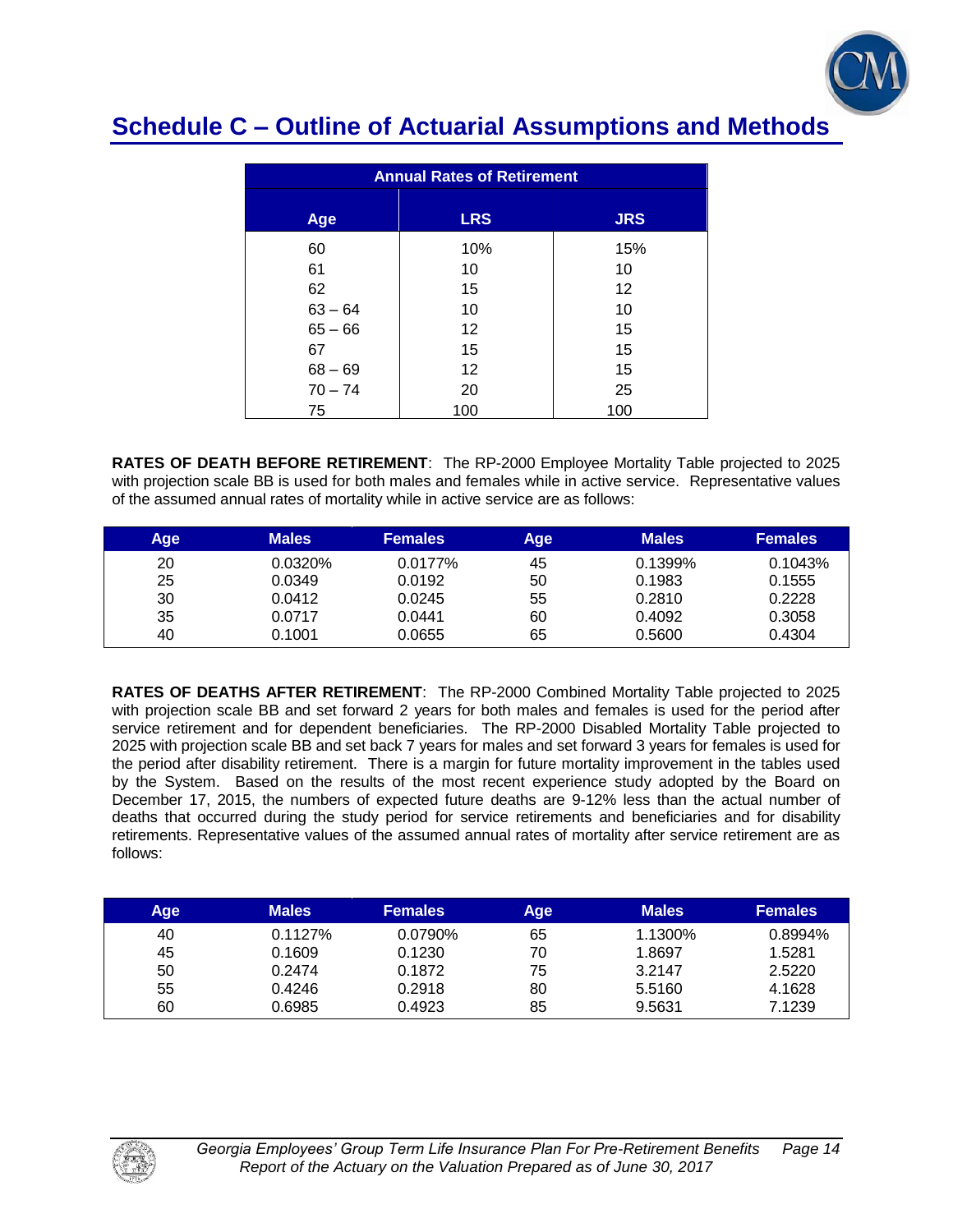## Schedule C – Outline of Actuarial Assumptions and Methods

| Annual Rates of Retirement | | |
|---|---|---|
| **Age** | **LRS** | **JRS** |
| 60 | 10% | 15% |
| 61 | 10 | 10 |
| 62 | 15 | 12 |
| 63 – 64 | 10 | 10 |
| 65 – 66 | 12 | 15 |
| 67 | 15 | 15 |
| 68 – 69 | 12 | 15 |
| 70 – 74 | 20 | 25 |
| 75 | 100 | 100 |

**RATES OF DEATH BEFORE RETIREMENT**: The RP-2000 Employee Mortality Table projected to 2025 with projection scale BB is used for both males and females while in active service. Representative values of the assumed annual rates of mortality while in active service are as follows:

| Age | Males | Females | Age | Males | Females |
|---|---|---|---|---|---|
| 20 | 0.0320% | 0.0177% | 45 | 0.1399% | 0.1043% |
| 25 | 0.0349 | 0.0192 | 50 | 0.1983 | 0.1555 |
| 30 | 0.0412 | 0.0245 | 55 | 0.2810 | 0.2228 |
| 35 | 0.0717 | 0.0441 | 60 | 0.4092 | 0.3058 |
| 40 | 0.1001 | 0.0655 | 65 | 0.5600 | 0.4304 |

**RATES OF DEATHS AFTER RETIREMENT**: The RP-2000 Combined Mortality Table projected to 2025 with projection scale BB and set forward 2 years for both males and females is used for the period after service retirement and for dependent beneficiaries. The RP-2000 Disabled Mortality Table projected to 2025 with projection scale BB and set back 7 years for males and set forward 3 years for females is used for the period after disability retirement. There is a margin for future mortality improvement in the tables used by the System. Based on the results of the most recent experience study adopted by the Board on December 17, 2015, the numbers of expected future deaths are 9-12% less than the actual number of deaths that occurred during the study period for service retirements and beneficiaries and for disability retirements. Representative values of the assumed annual rates of mortality after service retirement are as follows:

| Age | Males | Females | Age | Males | Females |
|---|---|---|---|---|---|
| 40 | 0.1127% | 0.0790% | 65 | 1.1300% | 0.8994% |
| 45 | 0.1609 | 0.1230 | 70 | 1.8697 | 1.5281 |
| 50 | 0.2474 | 0.1872 | 75 | 3.2147 | 2.5220 |
| 55 | 0.4246 | 0.2918 | 80 | 5.5160 | 4.1628 |
| 60 | 0.6985 | 0.4923 | 85 | 9.5631 | 7.1239 |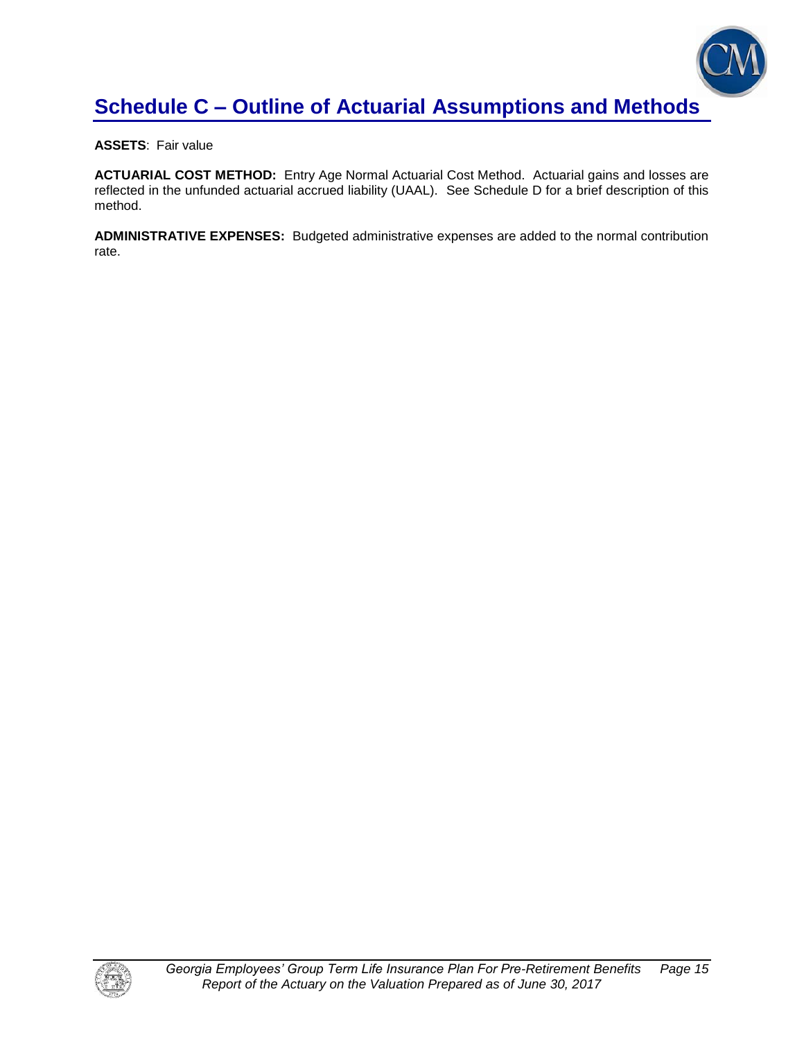# Schedule C – Outline of Actuarial Assumptions and Methods

**ASSETS**: Fair value

**ACTUARIAL COST METHOD:** Entry Age Normal Actuarial Cost Method. Actuarial gains and losses are reflected in the unfunded actuarial accrued liability (UAAL). See Schedule D for a brief description of this method.

**ADMINISTRATIVE EXPENSES:** Budgeted administrative expenses are added to the normal contribution rate.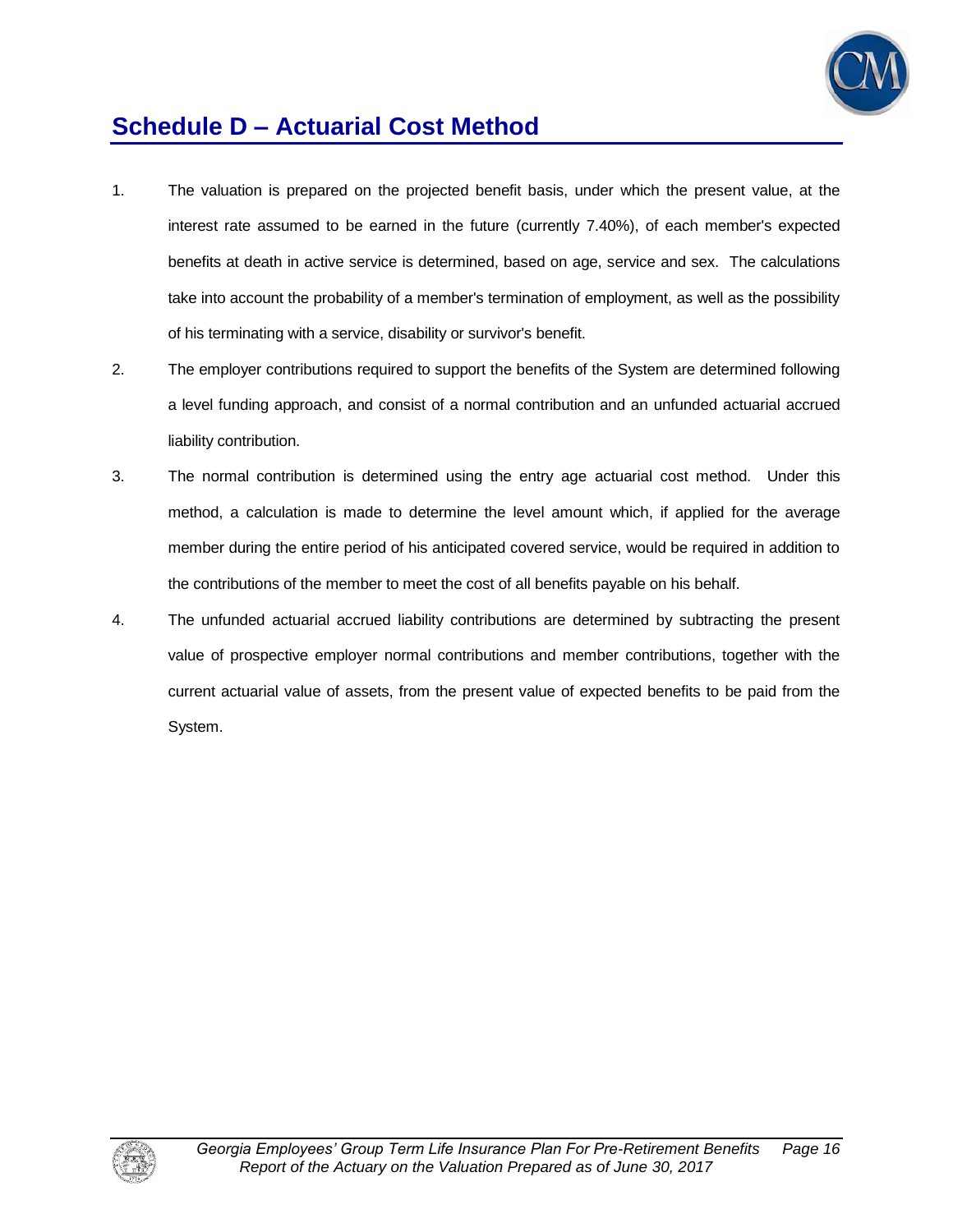## Schedule D – Actuarial Cost Method

1. The valuation is prepared on the projected benefit basis, under which the present value, at the interest rate assumed to be earned in the future (currently 7.40%), of each member's expected benefits at death in active service is determined, based on age, service and sex. The calculations take into account the probability of a member's termination of employment, as well as the possibility of his terminating with a service, disability or survivor's benefit.

2. The employer contributions required to support the benefits of the System are determined following a level funding approach, and consist of a normal contribution and an unfunded actuarial accrued liability contribution.

3. The normal contribution is determined using the entry age actuarial cost method. Under this method, a calculation is made to determine the level amount which, if applied for the average member during the entire period of his anticipated covered service, would be required in addition to the contributions of the member to meet the cost of all benefits payable on his behalf.

4. The unfunded actuarial accrued liability contributions are determined by subtracting the present value of prospective employer normal contributions and member contributions, together with the current actuarial value of assets, from the present value of expected benefits to be paid from the System.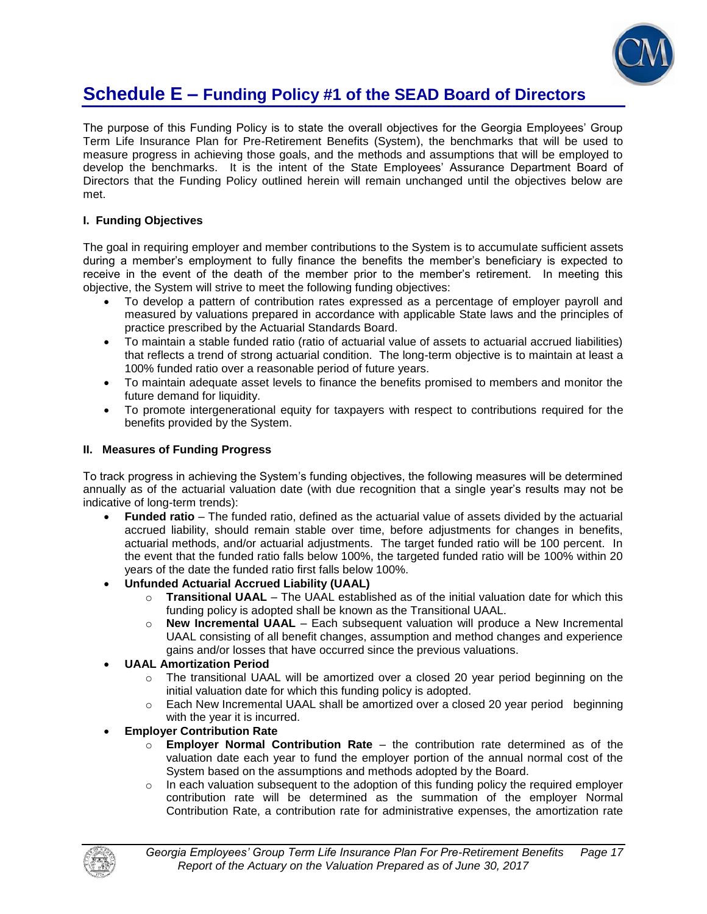# Schedule E – Funding Policy #1 of the SEAD Board of Directors

The purpose of this Funding Policy is to state the overall objectives for the Georgia Employees' Group Term Life Insurance Plan for Pre-Retirement Benefits (System), the benchmarks that will be used to measure progress in achieving those goals, and the methods and assumptions that will be employed to develop the benchmarks. It is the intent of the State Employees' Assurance Department Board of Directors that the Funding Policy outlined herein will remain unchanged until the objectives below are met.

### I. Funding Objectives

The goal in requiring employer and member contributions to the System is to accumulate sufficient assets during a member's employment to fully finance the benefits the member's beneficiary is expected to receive in the event of the death of the member prior to the member's retirement. In meeting this objective, the System will strive to meet the following funding objectives:

- To develop a pattern of contribution rates expressed as a percentage of employer payroll and measured by valuations prepared in accordance with applicable State laws and the principles of practice prescribed by the Actuarial Standards Board.
- To maintain a stable funded ratio (ratio of actuarial value of assets to actuarial accrued liabilities) that reflects a trend of strong actuarial condition. The long-term objective is to maintain at least a 100% funded ratio over a reasonable period of future years.
- To maintain adequate asset levels to finance the benefits promised to members and monitor the future demand for liquidity.
- To promote intergenerational equity for taxpayers with respect to contributions required for the benefits provided by the System.

### II. Measures of Funding Progress

To track progress in achieving the System's funding objectives, the following measures will be determined annually as of the actuarial valuation date (with due recognition that a single year's results may not be indicative of long-term trends):

- **Funded ratio** – The funded ratio, defined as the actuarial value of assets divided by the actuarial accrued liability, should remain stable over time, before adjustments for changes in benefits, actuarial methods, and/or actuarial adjustments. The target funded ratio will be 100 percent. In the event that the funded ratio falls below 100%, the targeted funded ratio will be 100% within 20 years of the date the funded ratio first falls below 100%.
- **Unfunded Actuarial Accrued Liability (UAAL)**
  - **Transitional UAAL** – The UAAL established as of the initial valuation date for which this funding policy is adopted shall be known as the Transitional UAAL.
  - **New Incremental UAAL** – Each subsequent valuation will produce a New Incremental UAAL consisting of all benefit changes, assumption and method changes and experience gains and/or losses that have occurred since the previous valuations.
- **UAAL Amortization Period**
  - The transitional UAAL will be amortized over a closed 20 year period beginning on the initial valuation date for which this funding policy is adopted.
  - Each New Incremental UAAL shall be amortized over a closed 20 year period beginning with the year it is incurred.
- **Employer Contribution Rate**
  - **Employer Normal Contribution Rate** – the contribution rate determined as of the valuation date each year to fund the employer portion of the annual normal cost of the System based on the assumptions and methods adopted by the Board.
  - In each valuation subsequent to the adoption of this funding policy the required employer contribution rate will be determined as the summation of the employer Normal Contribution Rate, a contribution rate for administrative expenses, the amortization rate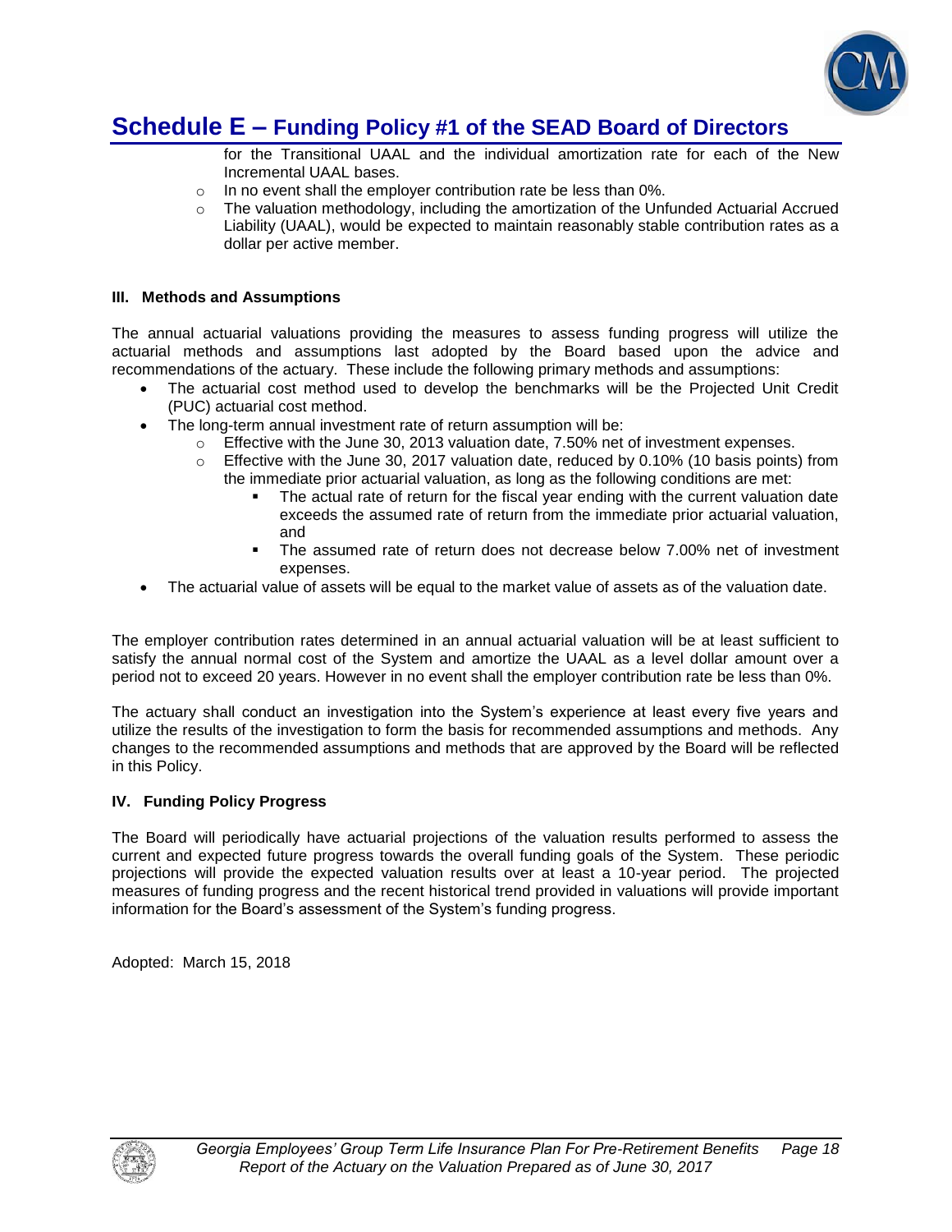## Schedule E – Funding Policy #1 of the SEAD Board of Directors

for the Transitional UAAL and the individual amortization rate for each of the New Incremental UAAL bases.
- In no event shall the employer contribution rate be less than 0%.
- The valuation methodology, including the amortization of the Unfunded Actuarial Accrued Liability (UAAL), would be expected to maintain reasonably stable contribution rates as a dollar per active member.

**III. Methods and Assumptions**

The annual actuarial valuations providing the measures to assess funding progress will utilize the actuarial methods and assumptions last adopted by the Board based upon the advice and recommendations of the actuary. These include the following primary methods and assumptions:

- The actuarial cost method used to develop the benchmarks will be the Projected Unit Credit (PUC) actuarial cost method.
- The long-term annual investment rate of return assumption will be:
  - Effective with the June 30, 2013 valuation date, 7.50% net of investment expenses.
  - Effective with the June 30, 2017 valuation date, reduced by 0.10% (10 basis points) from the immediate prior actuarial valuation, as long as the following conditions are met:
    - The actual rate of return for the fiscal year ending with the current valuation date exceeds the assumed rate of return from the immediate prior actuarial valuation, and
    - The assumed rate of return does not decrease below 7.00% net of investment expenses.
- The actuarial value of assets will be equal to the market value of assets as of the valuation date.

The employer contribution rates determined in an annual actuarial valuation will be at least sufficient to satisfy the annual normal cost of the System and amortize the UAAL as a level dollar amount over a period not to exceed 20 years. However in no event shall the employer contribution rate be less than 0%.

The actuary shall conduct an investigation into the System's experience at least every five years and utilize the results of the investigation to form the basis for recommended assumptions and methods. Any changes to the recommended assumptions and methods that are approved by the Board will be reflected in this Policy.

**IV. Funding Policy Progress**

The Board will periodically have actuarial projections of the valuation results performed to assess the current and expected future progress towards the overall funding goals of the System. These periodic projections will provide the expected valuation results over at least a 10-year period. The projected measures of funding progress and the recent historical trend provided in valuations will provide important information for the Board's assessment of the System's funding progress.

Adopted: March 15, 2018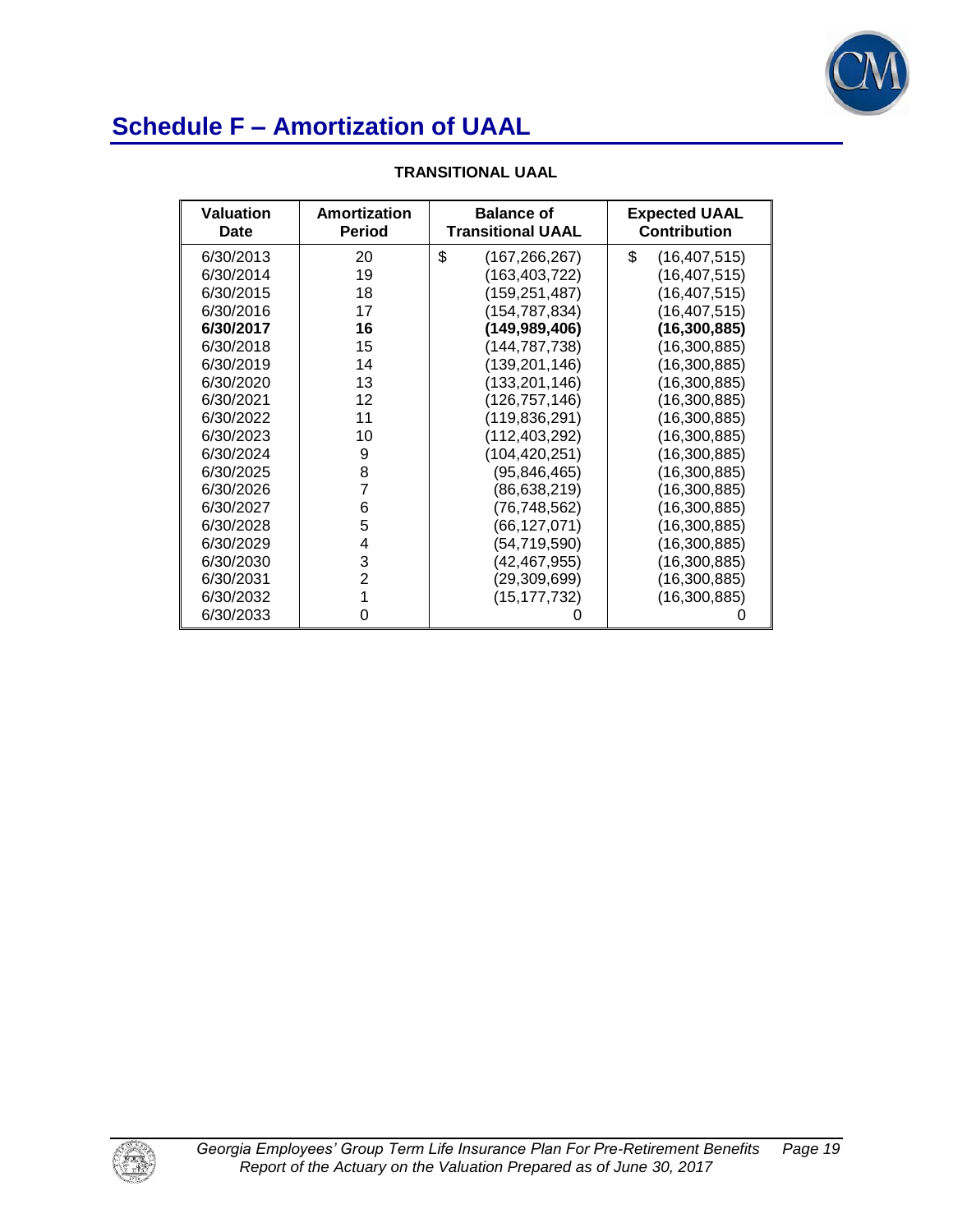# Schedule F – Amortization of UAAL

**TRANSITIONAL UAAL**

| Valuation Date | Amortization Period | Balance of Transitional UAAL | Expected UAAL Contribution |
|---|---|---|---|
| 6/30/2013 | 20 | $ (167,266,267) | $ (16,407,515) |
| 6/30/2014 | 19 | (163,403,722) | (16,407,515) |
| 6/30/2015 | 18 | (159,251,487) | (16,407,515) |
| 6/30/2016 | 17 | (154,787,834) | (16,407,515) |
| **6/30/2017** | **16** | **(149,989,406)** | **(16,300,885)** |
| 6/30/2018 | 15 | (144,787,738) | (16,300,885) |
| 6/30/2019 | 14 | (139,201,146) | (16,300,885) |
| 6/30/2020 | 13 | (133,201,146) | (16,300,885) |
| 6/30/2021 | 12 | (126,757,146) | (16,300,885) |
| 6/30/2022 | 11 | (119,836,291) | (16,300,885) |
| 6/30/2023 | 10 | (112,403,292) | (16,300,885) |
| 6/30/2024 | 9 | (104,420,251) | (16,300,885) |
| 6/30/2025 | 8 | (95,846,465) | (16,300,885) |
| 6/30/2026 | 7 | (86,638,219) | (16,300,885) |
| 6/30/2027 | 6 | (76,748,562) | (16,300,885) |
| 6/30/2028 | 5 | (66,127,071) | (16,300,885) |
| 6/30/2029 | 4 | (54,719,590) | (16,300,885) |
| 6/30/2030 | 3 | (42,467,955) | (16,300,885) |
| 6/30/2031 | 2 | (29,309,699) | (16,300,885) |
| 6/30/2032 | 1 | (15,177,732) | (16,300,885) |
| 6/30/2033 | 0 | 0 | 0 |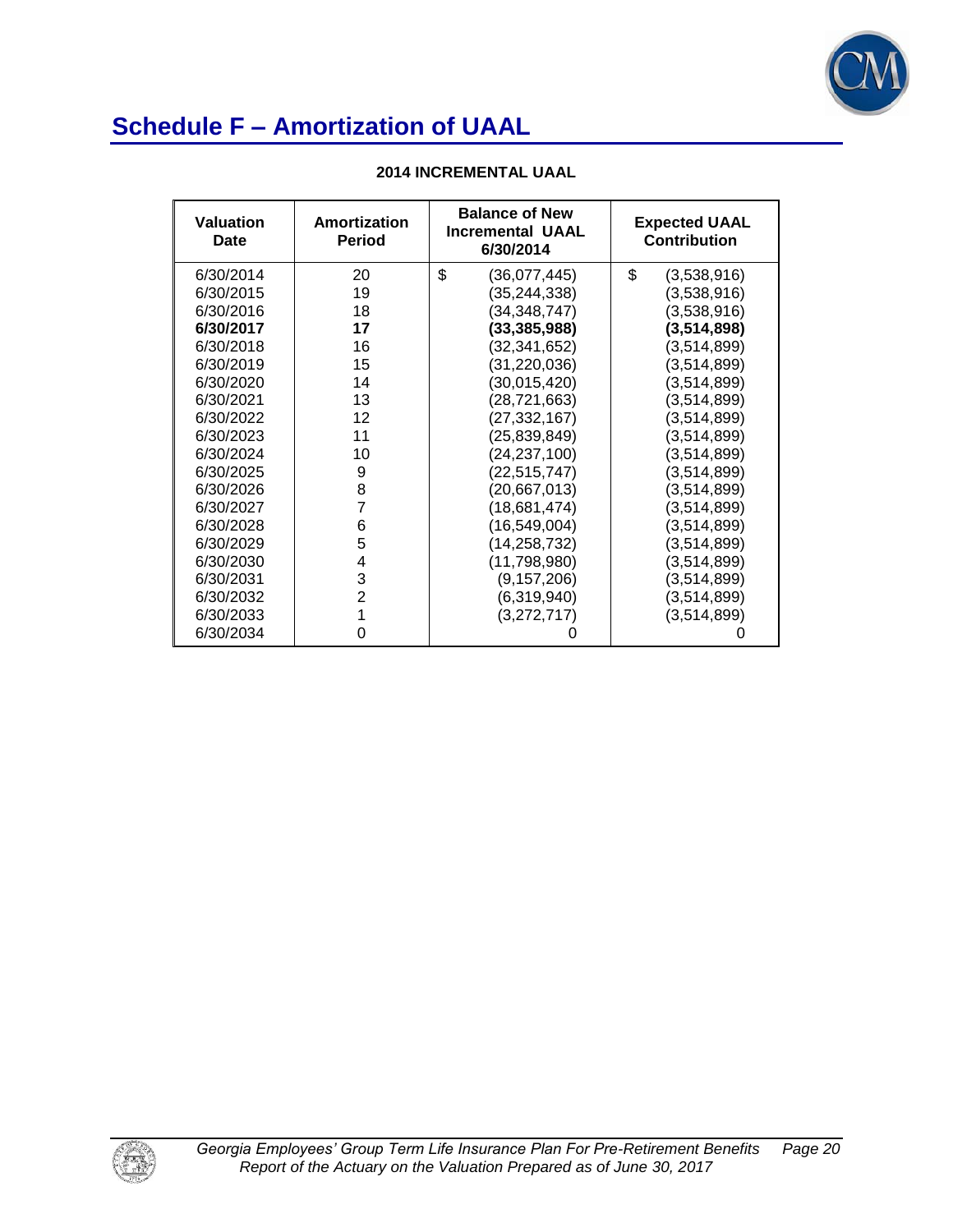# Schedule F – Amortization of UAAL

**2014 INCREMENTAL UAAL**

| Valuation Date | Amortization Period | Balance of New Incremental UAAL 6/30/2014 | Expected UAAL Contribution |
|---|---|---|---|
| 6/30/2014 | 20 | $ (36,077,445) | $ (3,538,916) |
| 6/30/2015 | 19 | (35,244,338) | (3,538,916) |
| 6/30/2016 | 18 | (34,348,747) | (3,538,916) |
| **6/30/2017** | **17** | **(33,385,988)** | **(3,514,898)** |
| 6/30/2018 | 16 | (32,341,652) | (3,514,899) |
| 6/30/2019 | 15 | (31,220,036) | (3,514,899) |
| 6/30/2020 | 14 | (30,015,420) | (3,514,899) |
| 6/30/2021 | 13 | (28,721,663) | (3,514,899) |
| 6/30/2022 | 12 | (27,332,167) | (3,514,899) |
| 6/30/2023 | 11 | (25,839,849) | (3,514,899) |
| 6/30/2024 | 10 | (24,237,100) | (3,514,899) |
| 6/30/2025 | 9 | (22,515,747) | (3,514,899) |
| 6/30/2026 | 8 | (20,667,013) | (3,514,899) |
| 6/30/2027 | 7 | (18,681,474) | (3,514,899) |
| 6/30/2028 | 6 | (16,549,004) | (3,514,899) |
| 6/30/2029 | 5 | (14,258,732) | (3,514,899) |
| 6/30/2030 | 4 | (11,798,980) | (3,514,899) |
| 6/30/2031 | 3 | (9,157,206) | (3,514,899) |
| 6/30/2032 | 2 | (6,319,940) | (3,514,899) |
| 6/30/2033 | 1 | (3,272,717) | (3,514,899) |
| 6/30/2034 | 0 | 0 | 0 |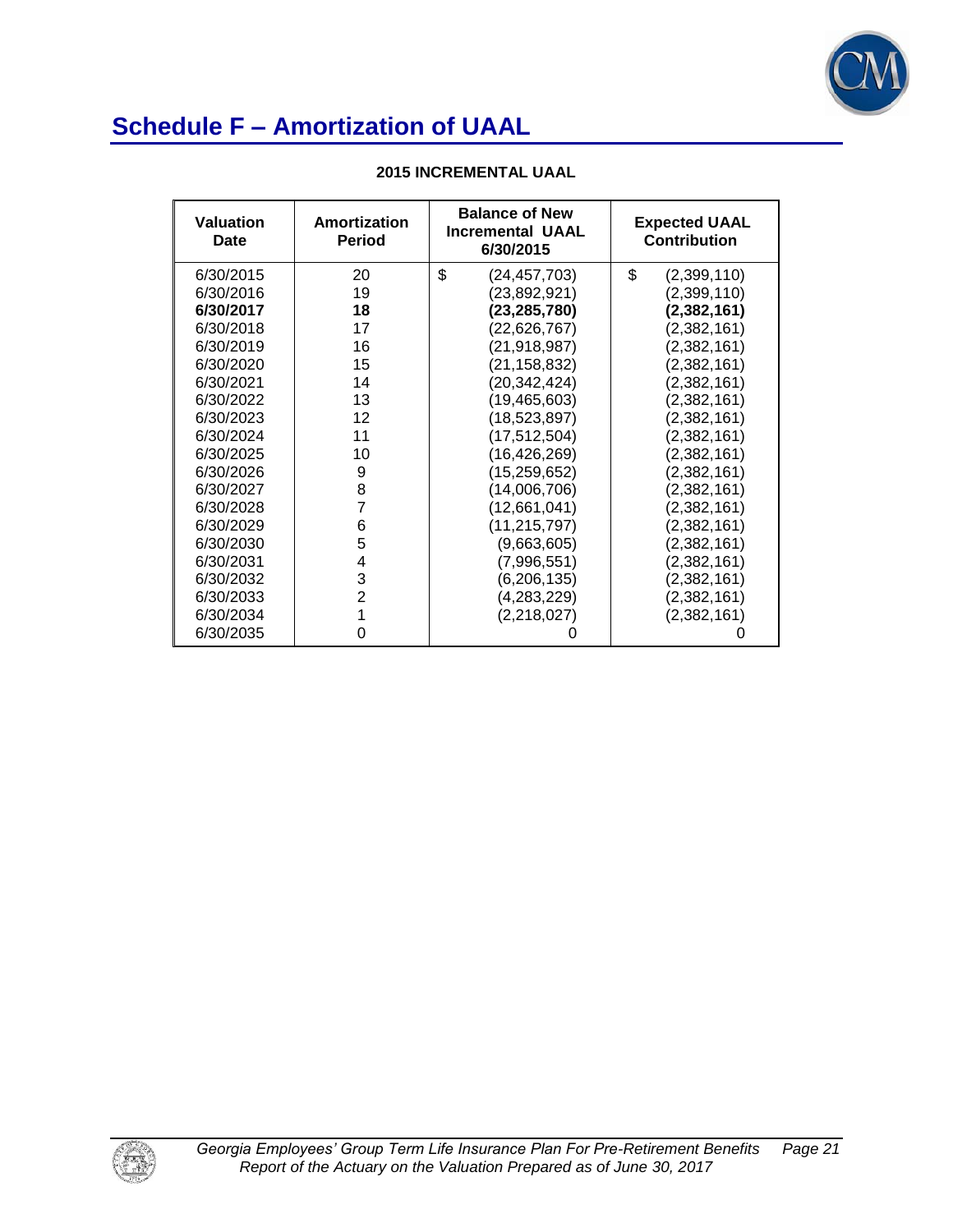# Schedule F – Amortization of UAAL

**2015 INCREMENTAL UAAL**

| Valuation Date | Amortization Period | Balance of New Incremental UAAL 6/30/2015 | Expected UAAL Contribution |
|---|---|---|---|
| 6/30/2015 | 20 | $ (24,457,703) | $ (2,399,110) |
| 6/30/2016 | 19 | (23,892,921) | (2,399,110) |
| **6/30/2017** | **18** | **(23,285,780)** | **(2,382,161)** |
| 6/30/2018 | 17 | (22,626,767) | (2,382,161) |
| 6/30/2019 | 16 | (21,918,987) | (2,382,161) |
| 6/30/2020 | 15 | (21,158,832) | (2,382,161) |
| 6/30/2021 | 14 | (20,342,424) | (2,382,161) |
| 6/30/2022 | 13 | (19,465,603) | (2,382,161) |
| 6/30/2023 | 12 | (18,523,897) | (2,382,161) |
| 6/30/2024 | 11 | (17,512,504) | (2,382,161) |
| 6/30/2025 | 10 | (16,426,269) | (2,382,161) |
| 6/30/2026 | 9 | (15,259,652) | (2,382,161) |
| 6/30/2027 | 8 | (14,006,706) | (2,382,161) |
| 6/30/2028 | 7 | (12,661,041) | (2,382,161) |
| 6/30/2029 | 6 | (11,215,797) | (2,382,161) |
| 6/30/2030 | 5 | (9,663,605) | (2,382,161) |
| 6/30/2031 | 4 | (7,996,551) | (2,382,161) |
| 6/30/2032 | 3 | (6,206,135) | (2,382,161) |
| 6/30/2033 | 2 | (4,283,229) | (2,382,161) |
| 6/30/2034 | 1 | (2,218,027) | (2,382,161) |
| 6/30/2035 | 0 | 0 | 0 |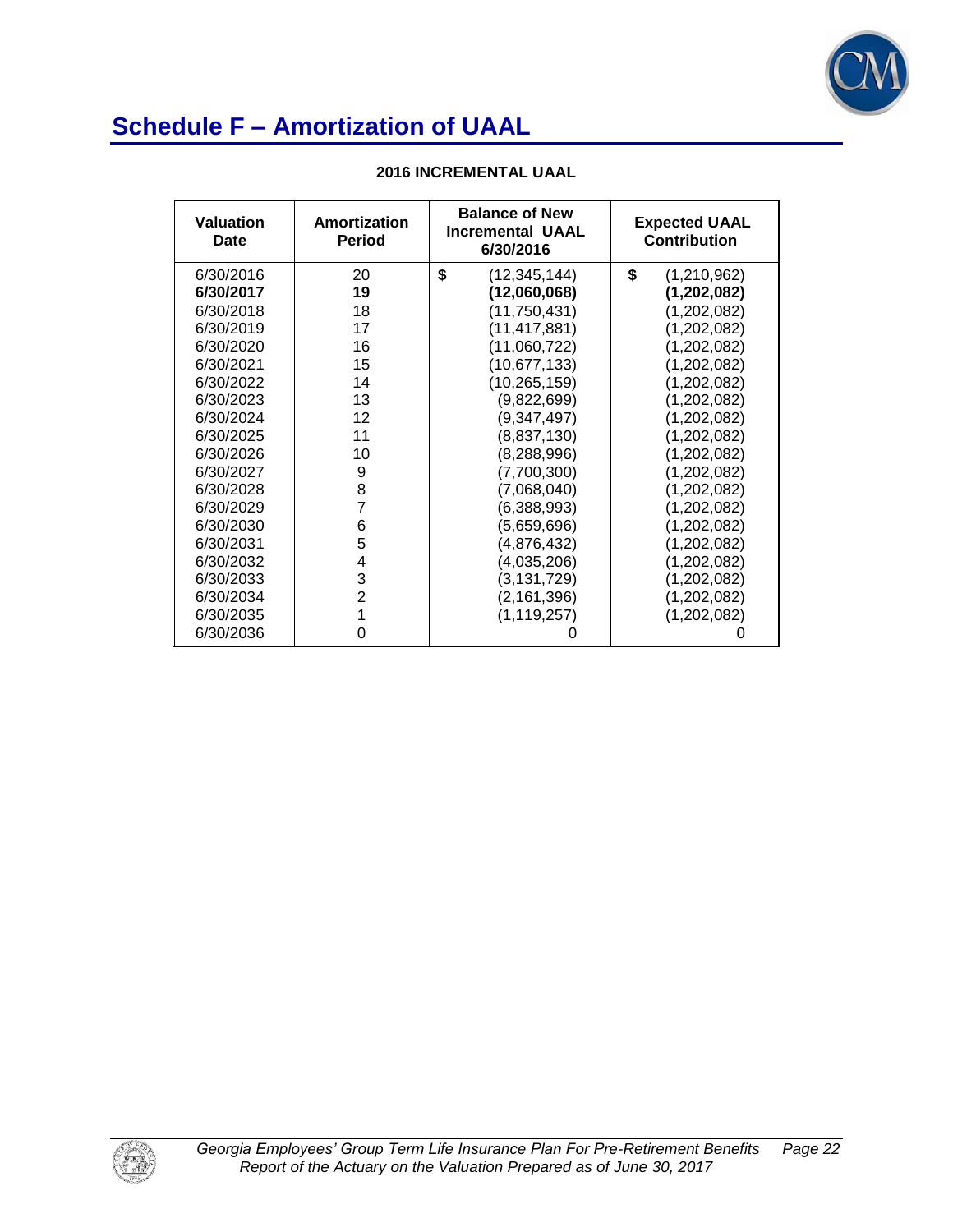# Schedule F – Amortization of UAAL

**2016 INCREMENTAL UAAL**

| Valuation Date | Amortization Period | Balance of New Incremental UAAL 6/30/2016 | Expected UAAL Contribution |
|---|---|---|---|
| 6/30/2016 | 20 | $ (12,345,144) | $ (1,210,962) |
| **6/30/2017** | **19** | **(12,060,068)** | **(1,202,082)** |
| 6/30/2018 | 18 | (11,750,431) | (1,202,082) |
| 6/30/2019 | 17 | (11,417,881) | (1,202,082) |
| 6/30/2020 | 16 | (11,060,722) | (1,202,082) |
| 6/30/2021 | 15 | (10,677,133) | (1,202,082) |
| 6/30/2022 | 14 | (10,265,159) | (1,202,082) |
| 6/30/2023 | 13 | (9,822,699) | (1,202,082) |
| 6/30/2024 | 12 | (9,347,497) | (1,202,082) |
| 6/30/2025 | 11 | (8,837,130) | (1,202,082) |
| 6/30/2026 | 10 | (8,288,996) | (1,202,082) |
| 6/30/2027 | 9 | (7,700,300) | (1,202,082) |
| 6/30/2028 | 8 | (7,068,040) | (1,202,082) |
| 6/30/2029 | 7 | (6,388,993) | (1,202,082) |
| 6/30/2030 | 6 | (5,659,696) | (1,202,082) |
| 6/30/2031 | 5 | (4,876,432) | (1,202,082) |
| 6/30/2032 | 4 | (4,035,206) | (1,202,082) |
| 6/30/2033 | 3 | (3,131,729) | (1,202,082) |
| 6/30/2034 | 2 | (2,161,396) | (1,202,082) |
| 6/30/2035 | 1 | (1,119,257) | (1,202,082) |
| 6/30/2036 | 0 | 0 | 0 |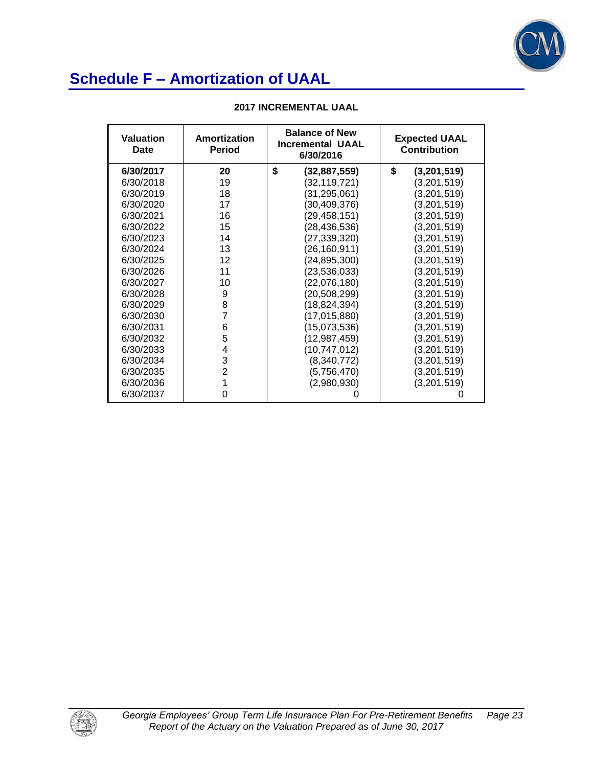# Schedule F – Amortization of UAAL

**2017 INCREMENTAL UAAL**

| Valuation Date | Amortization Period | Balance of New Incremental UAAL 6/30/2016 | Expected UAAL Contribution |
|---|---|---|---|
| **6/30/2017** | **20** | **$ (32,887,559)** | **$ (3,201,519)** |
| 6/30/2018 | 19 | (32,119,721) | (3,201,519) |
| 6/30/2019 | 18 | (31,295,061) | (3,201,519) |
| 6/30/2020 | 17 | (30,409,376) | (3,201,519) |
| 6/30/2021 | 16 | (29,458,151) | (3,201,519) |
| 6/30/2022 | 15 | (28,436,536) | (3,201,519) |
| 6/30/2023 | 14 | (27,339,320) | (3,201,519) |
| 6/30/2024 | 13 | (26,160,911) | (3,201,519) |
| 6/30/2025 | 12 | (24,895,300) | (3,201,519) |
| 6/30/2026 | 11 | (23,536,033) | (3,201,519) |
| 6/30/2027 | 10 | (22,076,180) | (3,201,519) |
| 6/30/2028 | 9 | (20,508,299) | (3,201,519) |
| 6/30/2029 | 8 | (18,824,394) | (3,201,519) |
| 6/30/2030 | 7 | (17,015,880) | (3,201,519) |
| 6/30/2031 | 6 | (15,073,536) | (3,201,519) |
| 6/30/2032 | 5 | (12,987,459) | (3,201,519) |
| 6/30/2033 | 4 | (10,747,012) | (3,201,519) |
| 6/30/2034 | 3 | (8,340,772) | (3,201,519) |
| 6/30/2035 | 2 | (5,756,470) | (3,201,519) |
| 6/30/2036 | 1 | (2,980,930) | (3,201,519) |
| 6/30/2037 | 0 | 0 | 0 |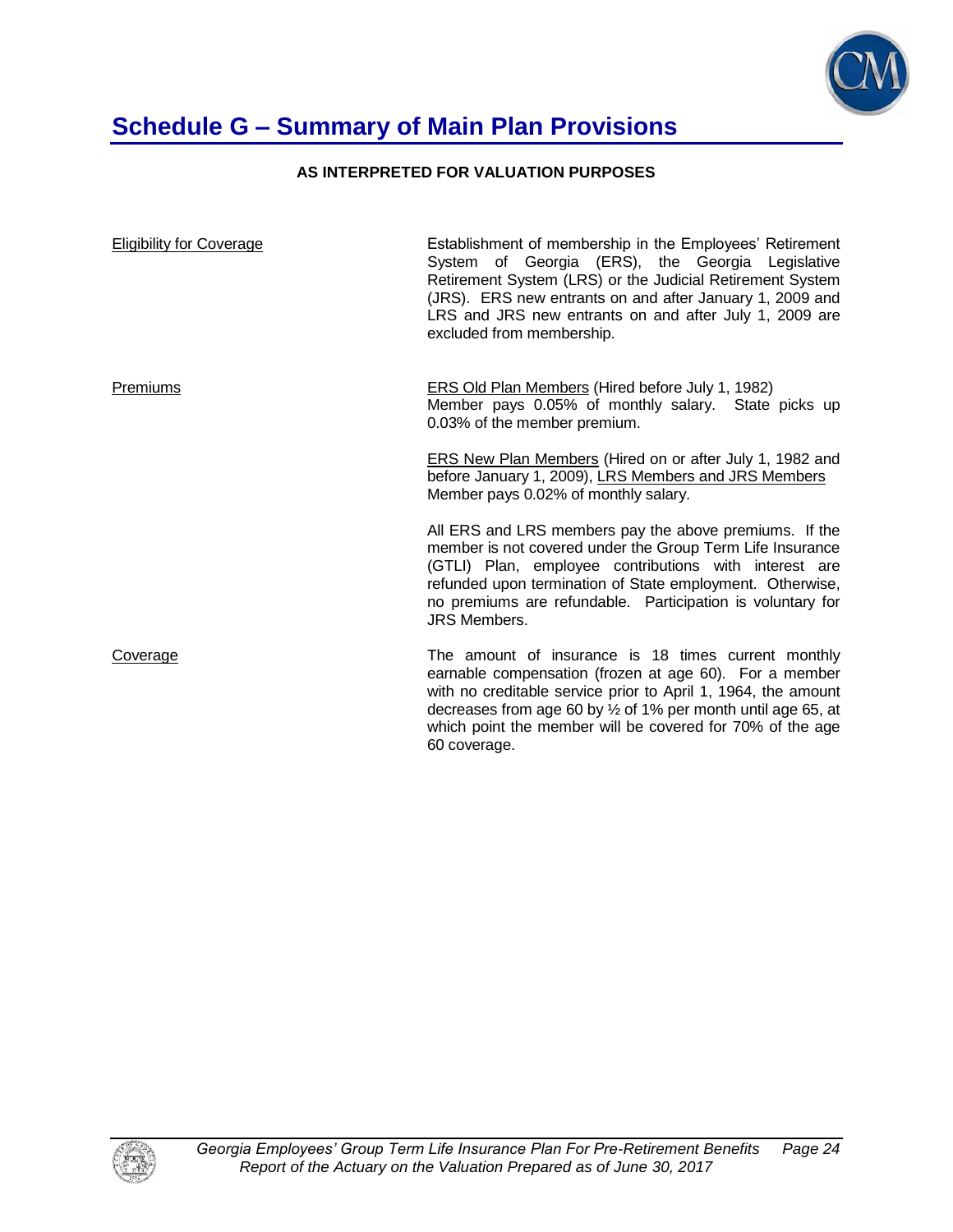# Schedule G – Summary of Main Plan Provisions

**AS INTERPRETED FOR VALUATION PURPOSES**

| | |
|---|---|
| Eligibility for Coverage | Establishment of membership in the Employees' Retirement System of Georgia (ERS), the Georgia Legislative Retirement System (LRS) or the Judicial Retirement System (JRS). ERS new entrants on and after January 1, 2009 and LRS and JRS new entrants on and after July 1, 2009 are excluded from membership. |
| Premiums | ERS Old Plan Members (Hired before July 1, 1982) Member pays 0.05% of monthly salary. State picks up 0.03% of the member premium.<br><br>ERS New Plan Members (Hired on or after July 1, 1982 and before January 1, 2009), LRS Members and JRS Members Member pays 0.02% of monthly salary.<br><br>All ERS and LRS members pay the above premiums. If the member is not covered under the Group Term Life Insurance (GTLI) Plan, employee contributions with interest are refunded upon termination of State employment. Otherwise, no premiums are refundable. Participation is voluntary for JRS Members. |
| Coverage | The amount of insurance is 18 times current monthly earnable compensation (frozen at age 60). For a member with no creditable service prior to April 1, 1964, the amount decreases from age 60 by ½ of 1% per month until age 65, at which point the member will be covered for 70% of the age 60 coverage. |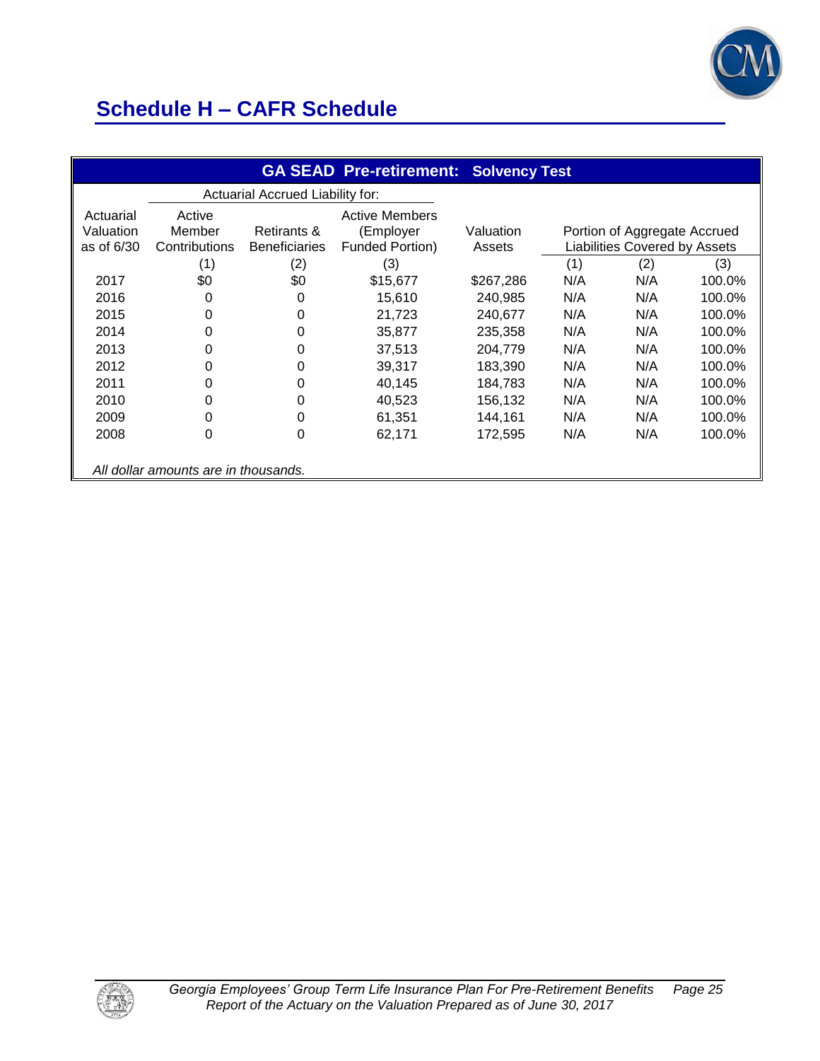## Schedule H – CAFR Schedule

| GA SEAD Pre-retirement: Solvency Test | | | | | | | |
|---|---|---|---|---|---|---|---|
| | Actuarial Accrued Liability for: | | | | | | |
| Actuarial Valuation as of 6/30 | Active Member Contributions | Retirants & Beneficiaries | Active Members (Employer Funded Portion) | Valuation Assets | Portion of Aggregate Accrued Liabilities Covered by Assets | | |
| | (1) | (2) | (3) | | (1) | (2) | (3) |
| 2017 | $0 | $0 | $15,677 | $267,286 | N/A | N/A | 100.0% |
| 2016 | 0 | 0 | 15,610 | 240,985 | N/A | N/A | 100.0% |
| 2015 | 0 | 0 | 21,723 | 240,677 | N/A | N/A | 100.0% |
| 2014 | 0 | 0 | 35,877 | 235,358 | N/A | N/A | 100.0% |
| 2013 | 0 | 0 | 37,513 | 204,779 | N/A | N/A | 100.0% |
| 2012 | 0 | 0 | 39,317 | 183,390 | N/A | N/A | 100.0% |
| 2011 | 0 | 0 | 40,145 | 184,783 | N/A | N/A | 100.0% |
| 2010 | 0 | 0 | 40,523 | 156,132 | N/A | N/A | 100.0% |
| 2009 | 0 | 0 | 61,351 | 144,161 | N/A | N/A | 100.0% |
| 2008 | 0 | 0 | 62,171 | 172,595 | N/A | N/A | 100.0% |

*All dollar amounts are in thousands.*